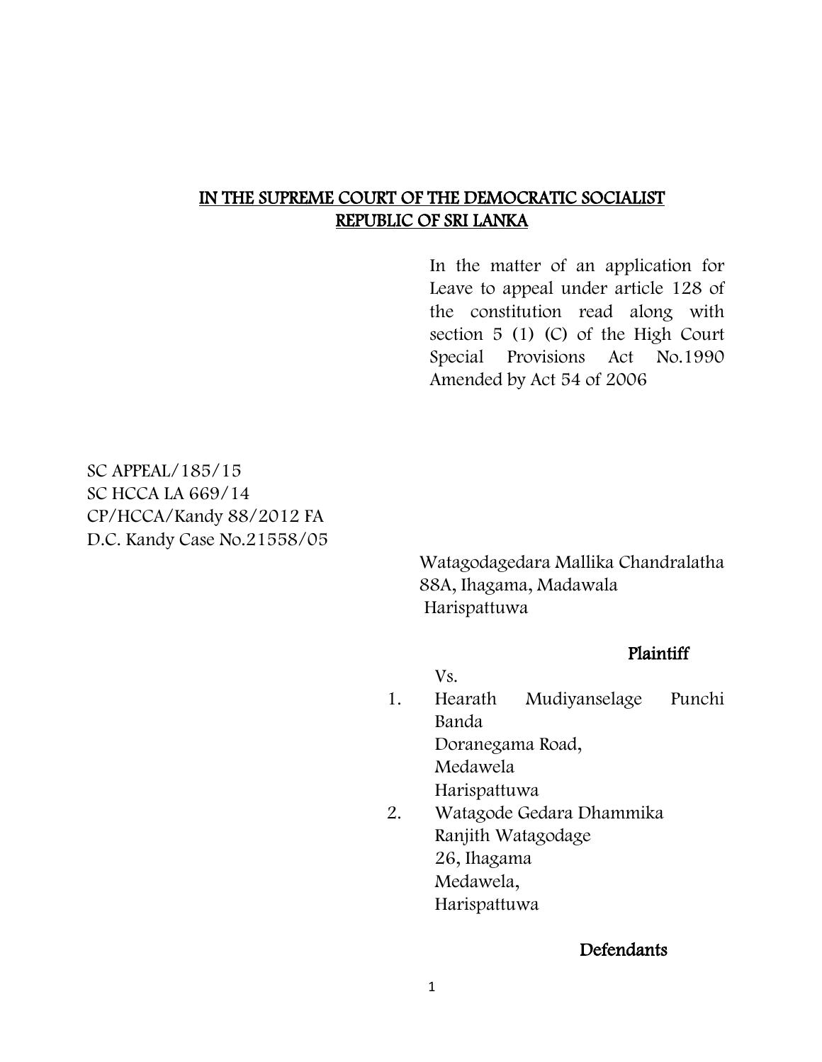# IN THE SUPREME COURT OF THE DEMOCRATIC SOCIALIST REPUBLIC OF SRI LANKA

In the matter of an application for Leave to appeal under article 128 of the constitution read along with section 5 (1) (C) of the High Court Special Provisions Act No.1990 Amended by Act 54 of 2006

SC APPEAL/185/15
SC HCCA LA 669/14
CP/HCCA/Kandy 88/2012 FA
D.C. Kandy Case No.21558/05

Watagodagedara Mallika Chandralatha
88A, Ihagama, Madawala
Harispattuwa

**Plaintiff**

Vs.

1. Hearath Mudiyanselage Punchi Banda
   Doranegama Road,
   Medawela
   Harispattuwa
2. Watagode Gedara Dhammika Ranjith Watagodage
   26, Ihagama
   Medawela,
   Harispattuwa

**Defendants**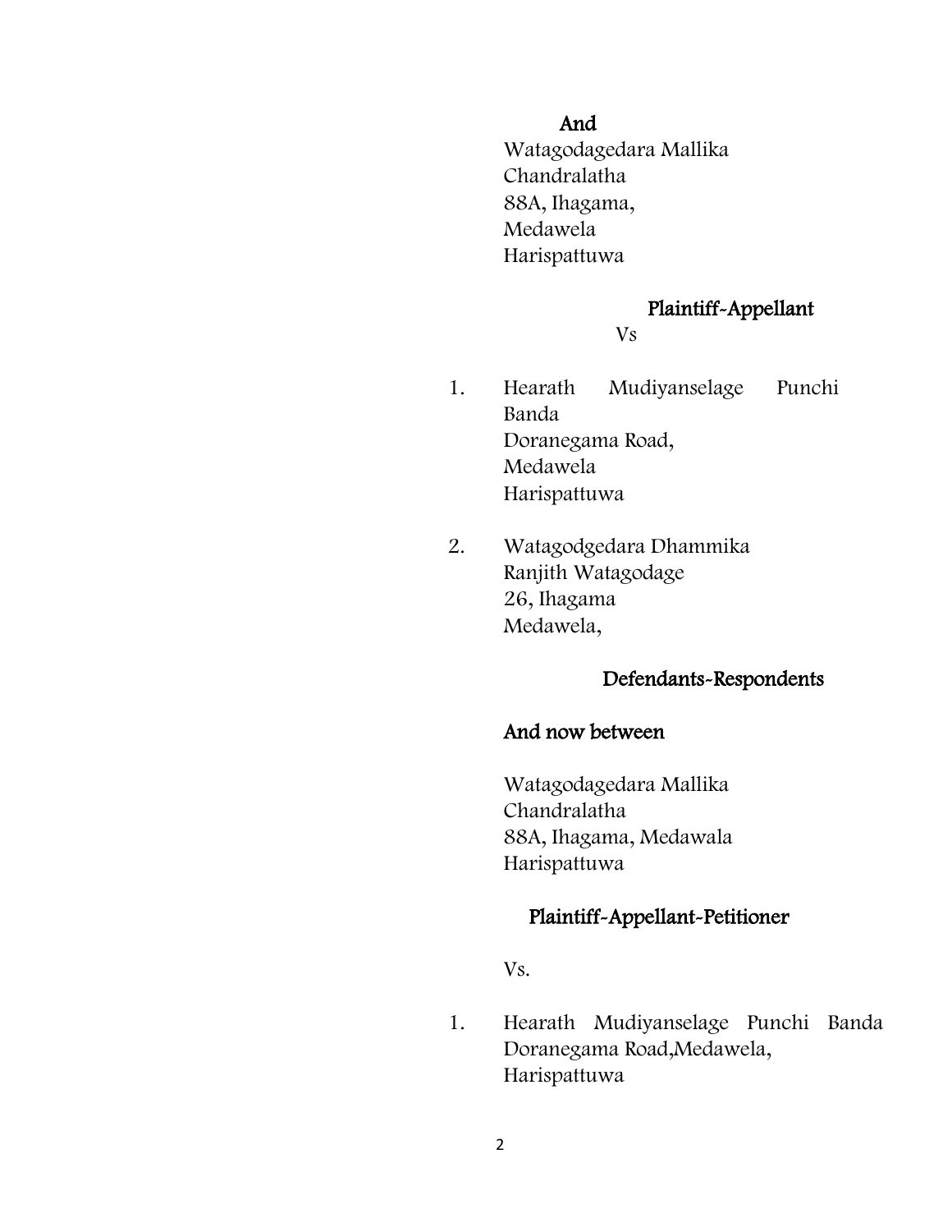**And**

Watagodagedara Mallika
Chandralatha
88A, Ihagama,
Medawela
Harispattuwa

**Plaintiff-Appellant**

Vs

1. Hearath Mudiyanselage Punchi Banda
Doranegama Road,
Medawela
Harispattuwa

2. Watagodgedara Dhammika
Ranjith Watagodage
26, Ihagama
Medawela,

**Defendants-Respondents**

**And now between**

Watagodagedara Mallika
Chandralatha
88A, Ihagama, Medawala
Harispattuwa

**Plaintiff-Appellant-Petitioner**

Vs.

1. Hearath Mudiyanselage Punchi Banda
Doranegama Road,Medawela,
Harispattuwa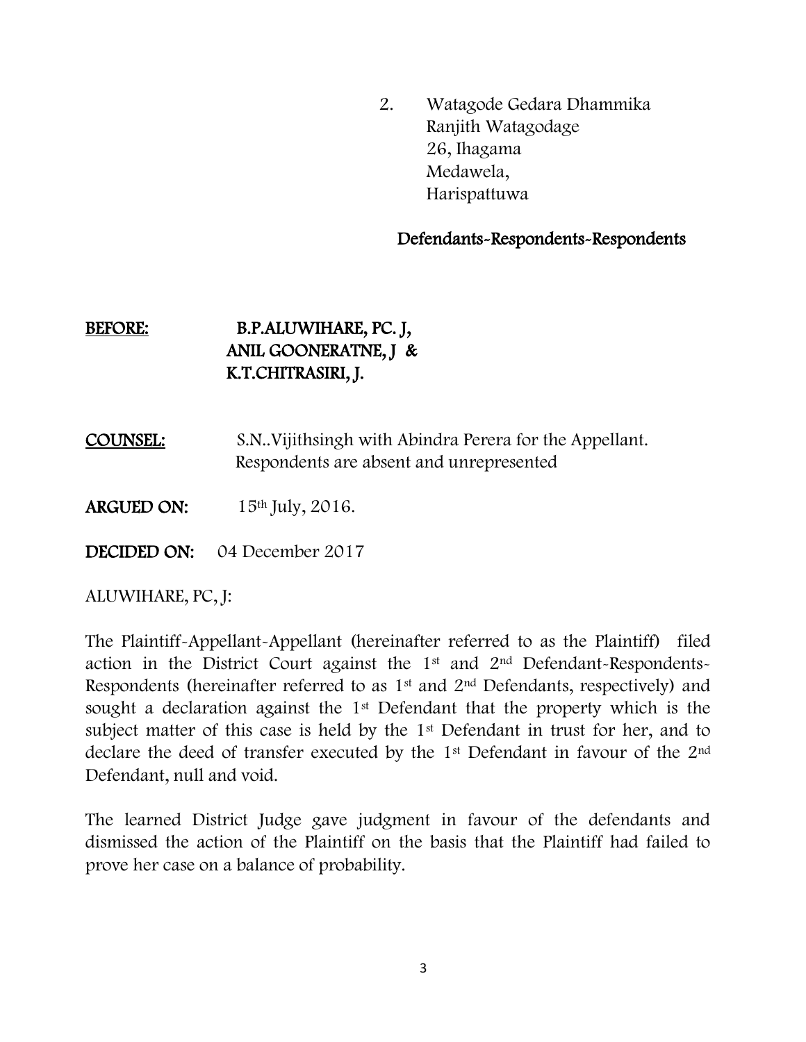2. Watagode Gedara Dhammika
   Ranjith Watagodage
   26, Ihagama
   Medawela,
   Harispattuwa

**Defendants-Respondents-Respondents**

**BEFORE:** B.P.ALUWIHARE, PC. J,
ANIL GOONERATNE, J &
K.T.CHITRASIRI, J.

**COUNSEL:** S.N..Vijithsingh with Abindra Perera for the Appellant.
Respondents are absent and unrepresented

**ARGUED ON:** 15th July, 2016.

**DECIDED ON:** 04 December 2017

ALUWIHARE, PC, J:

The Plaintiff-Appellant-Appellant (hereinafter referred to as the Plaintiff) filed action in the District Court against the 1st and 2nd Defendant-Respondents-Respondents (hereinafter referred to as 1st and 2nd Defendants, respectively) and sought a declaration against the 1st Defendant that the property which is the subject matter of this case is held by the 1st Defendant in trust for her, and to declare the deed of transfer executed by the 1st Defendant in favour of the 2nd Defendant, null and void.

The learned District Judge gave judgment in favour of the defendants and dismissed the action of the Plaintiff on the basis that the Plaintiff had failed to prove her case on a balance of probability.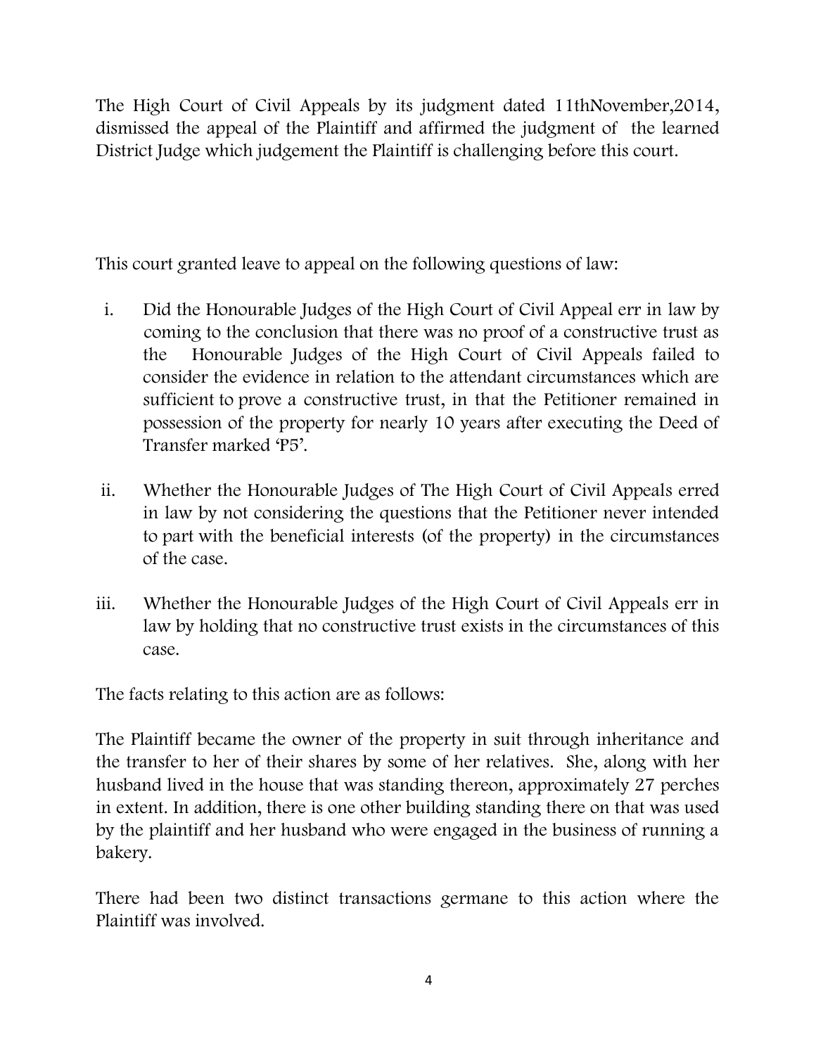The High Court of Civil Appeals by its judgment dated 11thNovember,2014, dismissed the appeal of the Plaintiff and affirmed the judgment of the learned District Judge which judgement the Plaintiff is challenging before this court.

This court granted leave to appeal on the following questions of law:

i. Did the Honourable Judges of the High Court of Civil Appeal err in law by coming to the conclusion that there was no proof of a constructive trust as the Honourable Judges of the High Court of Civil Appeals failed to consider the evidence in relation to the attendant circumstances which are sufficient to prove a constructive trust, in that the Petitioner remained in possession of the property for nearly 10 years after executing the Deed of Transfer marked 'P5'.

ii. Whether the Honourable Judges of The High Court of Civil Appeals erred in law by not considering the questions that the Petitioner never intended to part with the beneficial interests (of the property) in the circumstances of the case.

iii. Whether the Honourable Judges of the High Court of Civil Appeals err in law by holding that no constructive trust exists in the circumstances of this case.

The facts relating to this action are as follows:

The Plaintiff became the owner of the property in suit through inheritance and the transfer to her of their shares by some of her relatives. She, along with her husband lived in the house that was standing thereon, approximately 27 perches in extent. In addition, there is one other building standing there on that was used by the plaintiff and her husband who were engaged in the business of running a bakery.

There had been two distinct transactions germane to this action where the Plaintiff was involved.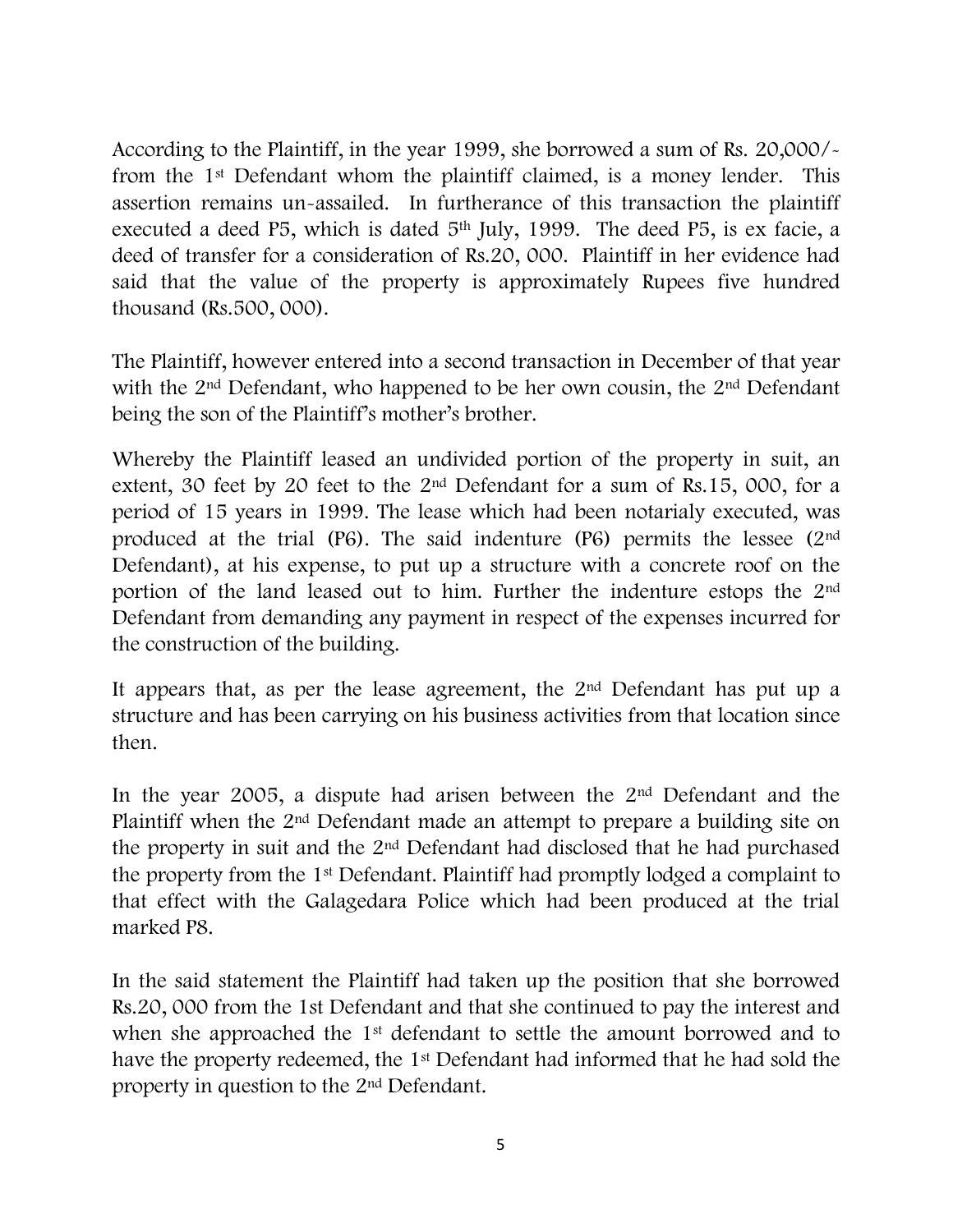According to the Plaintiff, in the year 1999, she borrowed a sum of Rs. 20,000/- from the 1st Defendant whom the plaintiff claimed, is a money lender. This assertion remains un-assailed. In furtherance of this transaction the plaintiff executed a deed P5, which is dated 5th July, 1999. The deed P5, is ex facie, a deed of transfer for a consideration of Rs.20, 000. Plaintiff in her evidence had said that the value of the property is approximately Rupees five hundred thousand (Rs.500, 000).

The Plaintiff, however entered into a second transaction in December of that year with the 2nd Defendant, who happened to be her own cousin, the 2nd Defendant being the son of the Plaintiff's mother's brother.

Whereby the Plaintiff leased an undivided portion of the property in suit, an extent, 30 feet by 20 feet to the 2nd Defendant for a sum of Rs.15, 000, for a period of 15 years in 1999. The lease which had been notarialy executed, was produced at the trial (P6). The said indenture (P6) permits the lessee (2nd Defendant), at his expense, to put up a structure with a concrete roof on the portion of the land leased out to him. Further the indenture estops the 2nd Defendant from demanding any payment in respect of the expenses incurred for the construction of the building.

It appears that, as per the lease agreement, the 2nd Defendant has put up a structure and has been carrying on his business activities from that location since then.

In the year 2005, a dispute had arisen between the 2nd Defendant and the Plaintiff when the 2nd Defendant made an attempt to prepare a building site on the property in suit and the 2nd Defendant had disclosed that he had purchased the property from the 1st Defendant. Plaintiff had promptly lodged a complaint to that effect with the Galagedara Police which had been produced at the trial marked P8.

In the said statement the Plaintiff had taken up the position that she borrowed Rs.20, 000 from the 1st Defendant and that she continued to pay the interest and when she approached the 1st defendant to settle the amount borrowed and to have the property redeemed, the 1st Defendant had informed that he had sold the property in question to the 2nd Defendant.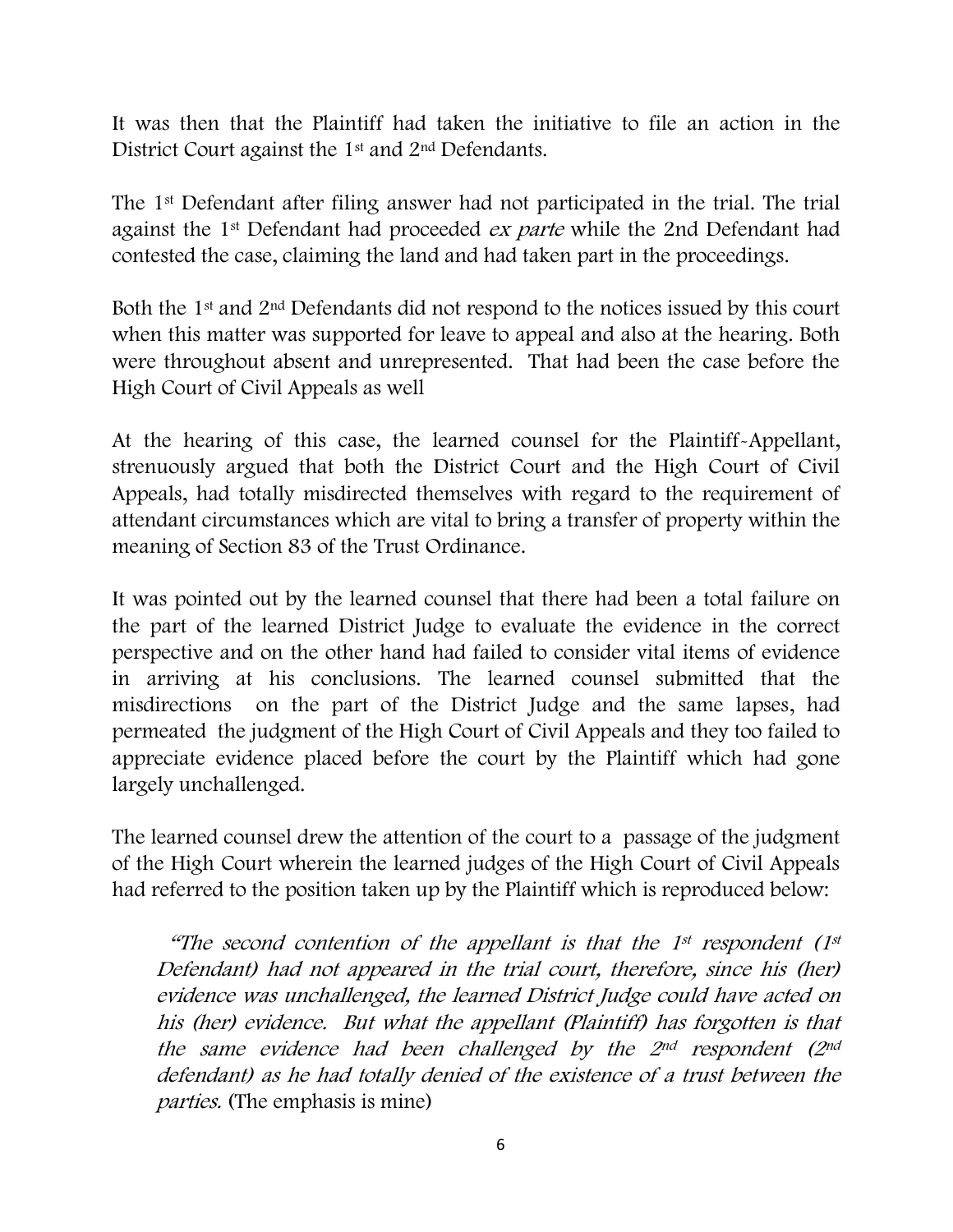It was then that the Plaintiff had taken the initiative to file an action in the District Court against the 1st and 2nd Defendants.

The 1st Defendant after filing answer had not participated in the trial. The trial against the 1st Defendant had proceeded *ex parte* while the 2nd Defendant had contested the case, claiming the land and had taken part in the proceedings.

Both the 1st and 2nd Defendants did not respond to the notices issued by this court when this matter was supported for leave to appeal and also at the hearing. Both were throughout absent and unrepresented. That had been the case before the High Court of Civil Appeals as well

At the hearing of this case, the learned counsel for the Plaintiff-Appellant, strenuously argued that both the District Court and the High Court of Civil Appeals, had totally misdirected themselves with regard to the requirement of attendant circumstances which are vital to bring a transfer of property within the meaning of Section 83 of the Trust Ordinance.

It was pointed out by the learned counsel that there had been a total failure on the part of the learned District Judge to evaluate the evidence in the correct perspective and on the other hand had failed to consider vital items of evidence in arriving at his conclusions. The learned counsel submitted that the misdirections on the part of the District Judge and the same lapses, had permeated the judgment of the High Court of Civil Appeals and they too failed to appreciate evidence placed before the court by the Plaintiff which had gone largely unchallenged.

The learned counsel drew the attention of the court to a passage of the judgment of the High Court wherein the learned judges of the High Court of Civil Appeals had referred to the position taken up by the Plaintiff which is reproduced below:

> *"The second contention of the appellant is that the 1st respondent (1st Defendant) had not appeared in the trial court, therefore, since his (her) evidence was unchallenged, the learned District Judge could have acted on his (her) evidence. But what the appellant (Plaintiff) has forgotten is that the same evidence had been challenged by the 2nd respondent (2nd defendant) as he had totally denied of the existence of a trust between the parties.* (The emphasis is mine)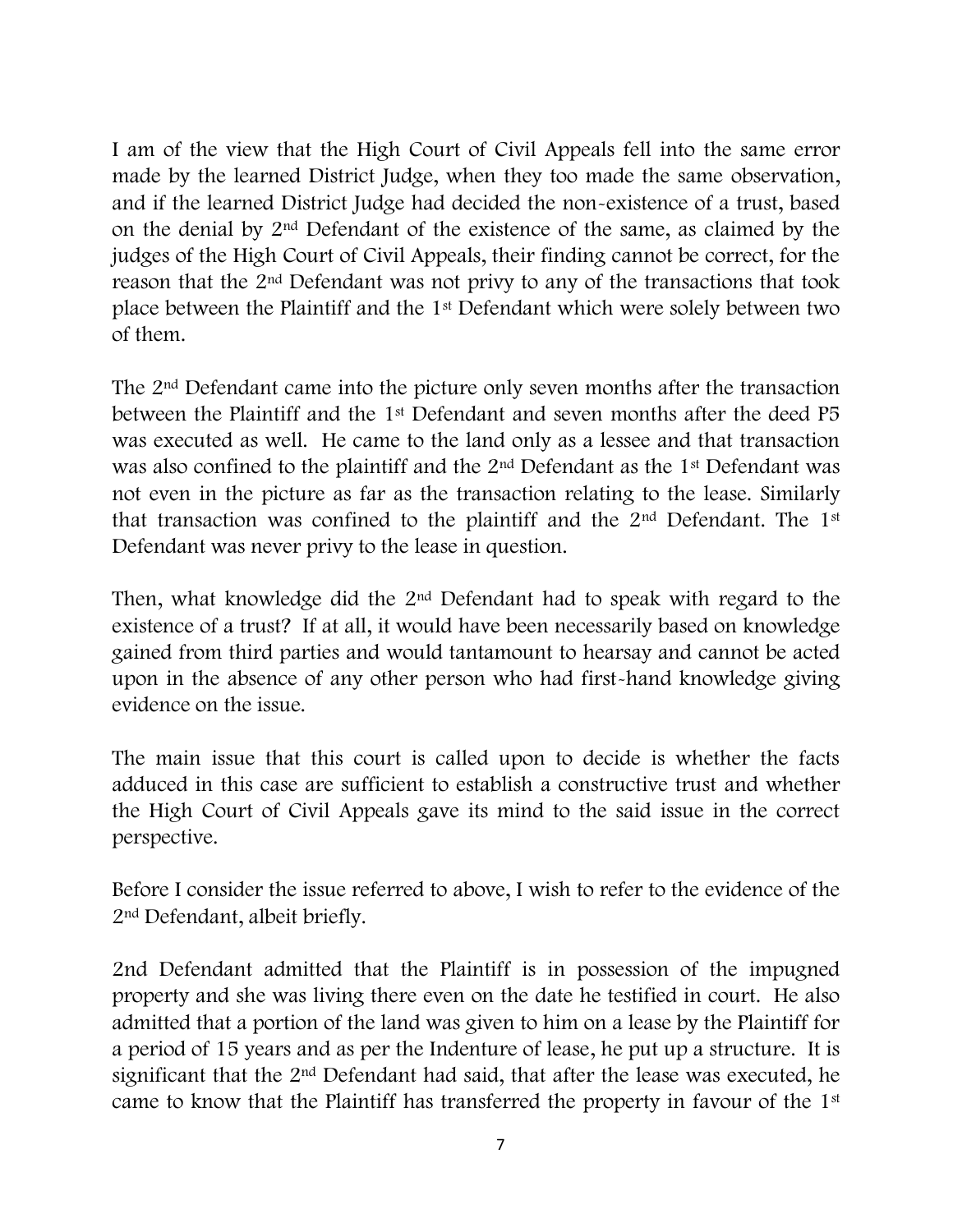I am of the view that the High Court of Civil Appeals fell into the same error made by the learned District Judge, when they too made the same observation, and if the learned District Judge had decided the non-existence of a trust, based on the denial by 2nd Defendant of the existence of the same, as claimed by the judges of the High Court of Civil Appeals, their finding cannot be correct, for the reason that the 2nd Defendant was not privy to any of the transactions that took place between the Plaintiff and the 1st Defendant which were solely between two of them.

The 2nd Defendant came into the picture only seven months after the transaction between the Plaintiff and the 1st Defendant and seven months after the deed P5 was executed as well. He came to the land only as a lessee and that transaction was also confined to the plaintiff and the 2nd Defendant as the 1st Defendant was not even in the picture as far as the transaction relating to the lease. Similarly that transaction was confined to the plaintiff and the 2nd Defendant. The 1st Defendant was never privy to the lease in question.

Then, what knowledge did the 2nd Defendant had to speak with regard to the existence of a trust? If at all, it would have been necessarily based on knowledge gained from third parties and would tantamount to hearsay and cannot be acted upon in the absence of any other person who had first-hand knowledge giving evidence on the issue.

The main issue that this court is called upon to decide is whether the facts adduced in this case are sufficient to establish a constructive trust and whether the High Court of Civil Appeals gave its mind to the said issue in the correct perspective.

Before I consider the issue referred to above, I wish to refer to the evidence of the 2nd Defendant, albeit briefly.

2nd Defendant admitted that the Plaintiff is in possession of the impugned property and she was living there even on the date he testified in court. He also admitted that a portion of the land was given to him on a lease by the Plaintiff for a period of 15 years and as per the Indenture of lease, he put up a structure. It is significant that the 2nd Defendant had said, that after the lease was executed, he came to know that the Plaintiff has transferred the property in favour of the 1st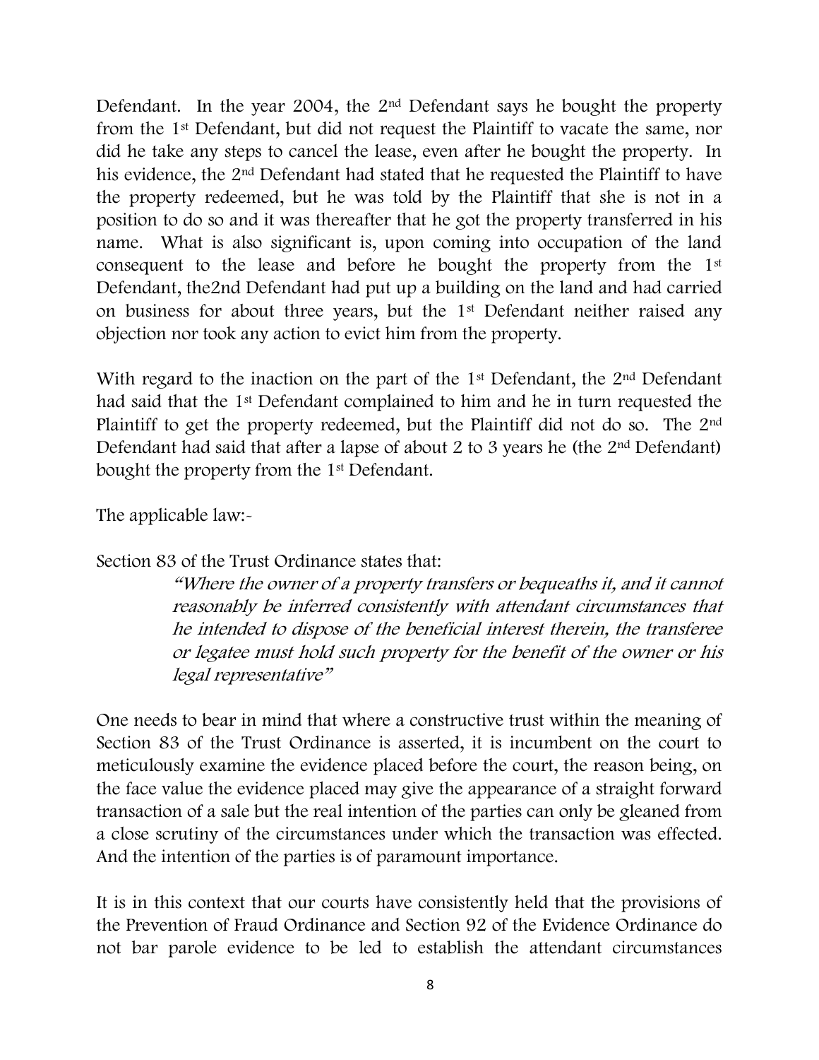Defendant. In the year 2004, the 2nd Defendant says he bought the property from the 1st Defendant, but did not request the Plaintiff to vacate the same, nor did he take any steps to cancel the lease, even after he bought the property. In his evidence, the 2nd Defendant had stated that he requested the Plaintiff to have the property redeemed, but he was told by the Plaintiff that she is not in a position to do so and it was thereafter that he got the property transferred in his name. What is also significant is, upon coming into occupation of the land consequent to the lease and before he bought the property from the 1st Defendant, the2nd Defendant had put up a building on the land and had carried on business for about three years, but the 1st Defendant neither raised any objection nor took any action to evict him from the property.

With regard to the inaction on the part of the 1st Defendant, the 2nd Defendant had said that the 1st Defendant complained to him and he in turn requested the Plaintiff to get the property redeemed, but the Plaintiff did not do so. The 2nd Defendant had said that after a lapse of about 2 to 3 years he (the 2nd Defendant) bought the property from the 1st Defendant.

The applicable law:-

Section 83 of the Trust Ordinance states that:

> *"Where the owner of a property transfers or bequeaths it, and it cannot reasonably be inferred consistently with attendant circumstances that he intended to dispose of the beneficial interest therein, the transferee or legatee must hold such property for the benefit of the owner or his legal representative"*

One needs to bear in mind that where a constructive trust within the meaning of Section 83 of the Trust Ordinance is asserted, it is incumbent on the court to meticulously examine the evidence placed before the court, the reason being, on the face value the evidence placed may give the appearance of a straight forward transaction of a sale but the real intention of the parties can only be gleaned from a close scrutiny of the circumstances under which the transaction was effected. And the intention of the parties is of paramount importance.

It is in this context that our courts have consistently held that the provisions of the Prevention of Fraud Ordinance and Section 92 of the Evidence Ordinance do not bar parole evidence to be led to establish the attendant circumstances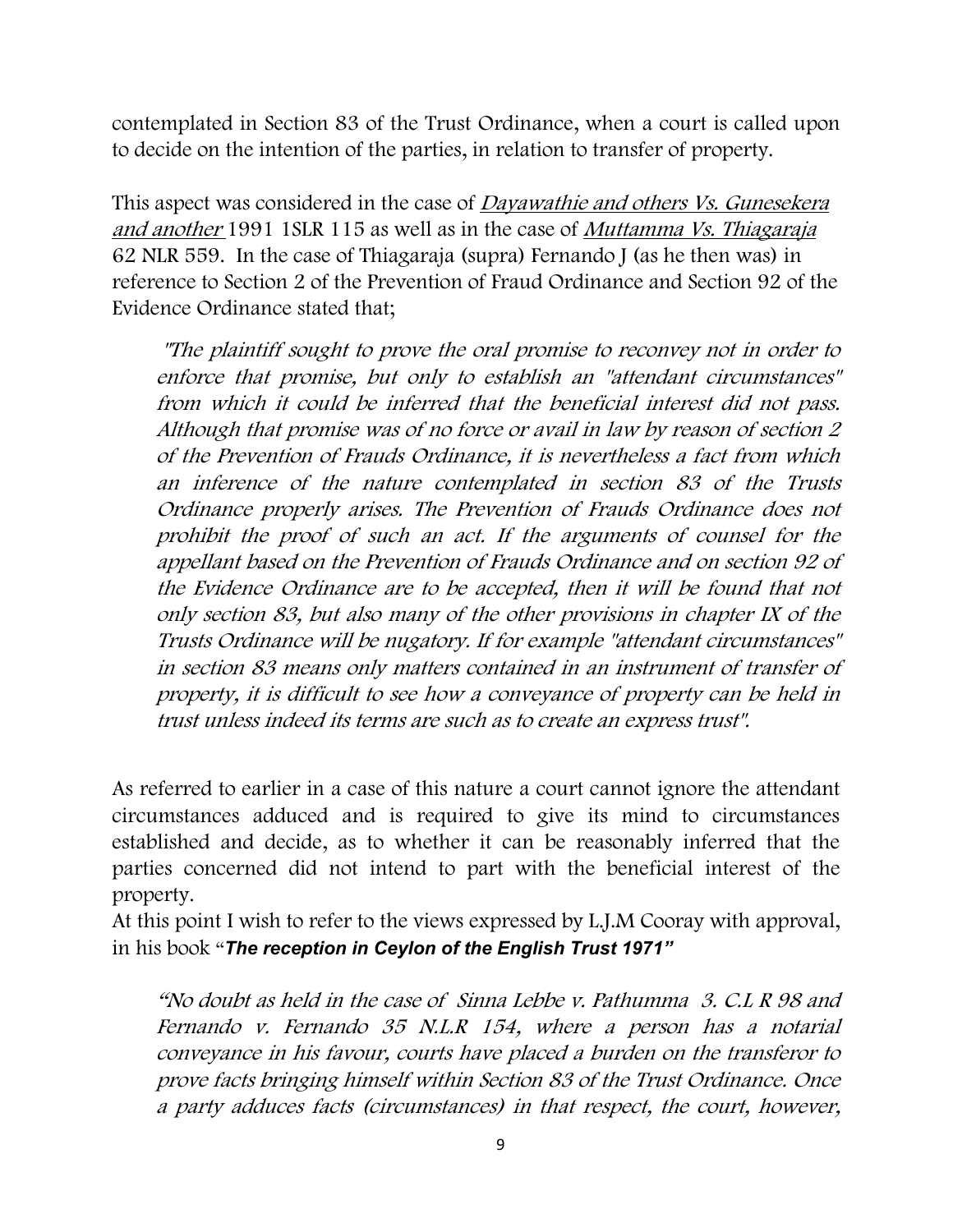contemplated in Section 83 of the Trust Ordinance, when a court is called upon to decide on the intention of the parties, in relation to transfer of property.

This aspect was considered in the case of *Dayawathie and others Vs. Gunesekera and another* 1991 1SLR 115 as well as in the case of *Muttamma Vs. Thiagaraja* 62 NLR 559. In the case of Thiagaraja (supra) Fernando J (as he then was) in reference to Section 2 of the Prevention of Fraud Ordinance and Section 92 of the Evidence Ordinance stated that;

> *"The plaintiff sought to prove the oral promise to reconvey not in order to enforce that promise, but only to establish an "attendant circumstances" from which it could be inferred that the beneficial interest did not pass. Although that promise was of no force or avail in law by reason of section 2 of the Prevention of Frauds Ordinance, it is nevertheless a fact from which an inference of the nature contemplated in section 83 of the Trusts Ordinance properly arises. The Prevention of Frauds Ordinance does not prohibit the proof of such an act. If the arguments of counsel for the appellant based on the Prevention of Frauds Ordinance and on section 92 of the Evidence Ordinance are to be accepted, then it will be found that not only section 83, but also many of the other provisions in chapter IX of the Trusts Ordinance will be nugatory. If for example "attendant circumstances" in section 83 means only matters contained in an instrument of transfer of property, it is difficult to see how a conveyance of property can be held in trust unless indeed its terms are such as to create an express trust".*

As referred to earlier in a case of this nature a court cannot ignore the attendant circumstances adduced and is required to give its mind to circumstances established and decide, as to whether it can be reasonably inferred that the parties concerned did not intend to part with the beneficial interest of the property.

At this point I wish to refer to the views expressed by L.J.M Cooray with approval, in his book "***The reception in Ceylon of the English Trust 1971"***

> *"No doubt as held in the case of Sinna Lebbe v. Pathumma 3. C.L R 98 and Fernando v. Fernando 35 N.L.R 154, where a person has a notarial conveyance in his favour, courts have placed a burden on the transferor to prove facts bringing himself within Section 83 of the Trust Ordinance. Once a party adduces facts (circumstances) in that respect, the court, however,*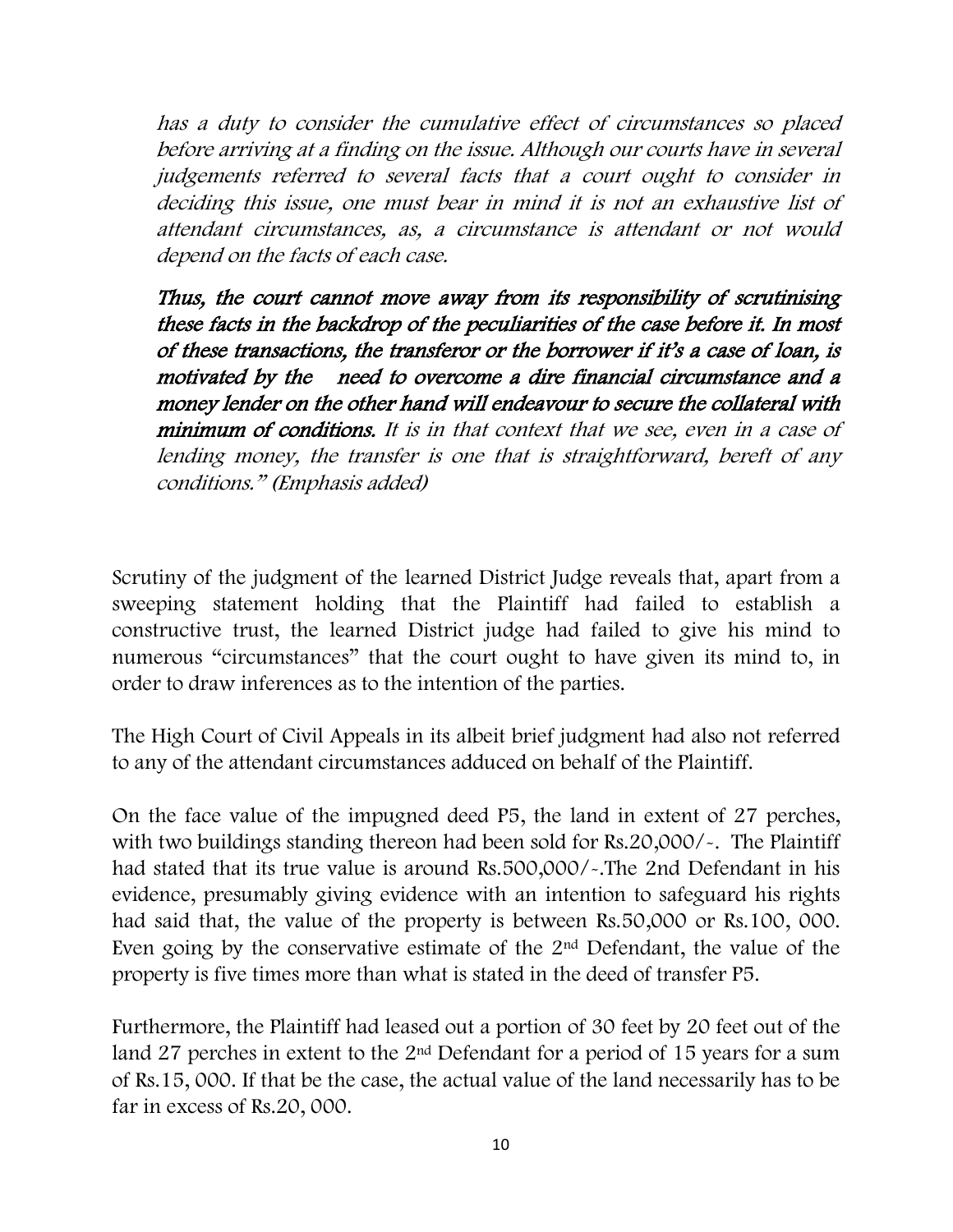*has a duty to consider the cumulative effect of circumstances so placed before arriving at a finding on the issue. Although our courts have in several judgements referred to several facts that a court ought to consider in deciding this issue, one must bear in mind it is not an exhaustive list of attendant circumstances, as, a circumstance is attendant or not would depend on the facts of each case.*

***Thus, the court cannot move away from its responsibility of scrutinising these facts in the backdrop of the peculiarities of the case before it. In most of these transactions, the transferor or the borrower if it's a case of loan, is motivated by the need to overcome a dire financial circumstance and a money lender on the other hand will endeavour to secure the collateral with minimum of conditions.*** *It is in that context that we see, even in a case of lending money, the transfer is one that is straightforward, bereft of any conditions." (Emphasis added)*

Scrutiny of the judgment of the learned District Judge reveals that, apart from a sweeping statement holding that the Plaintiff had failed to establish a constructive trust, the learned District judge had failed to give his mind to numerous "circumstances" that the court ought to have given its mind to, in order to draw inferences as to the intention of the parties.

The High Court of Civil Appeals in its albeit brief judgment had also not referred to any of the attendant circumstances adduced on behalf of the Plaintiff.

On the face value of the impugned deed P5, the land in extent of 27 perches, with two buildings standing thereon had been sold for Rs.20,000/-. The Plaintiff had stated that its true value is around Rs.500,000/-.The 2nd Defendant in his evidence, presumably giving evidence with an intention to safeguard his rights had said that, the value of the property is between Rs.50,000 or Rs.100, 000. Even going by the conservative estimate of the 2nd Defendant, the value of the property is five times more than what is stated in the deed of transfer P5.

Furthermore, the Plaintiff had leased out a portion of 30 feet by 20 feet out of the land 27 perches in extent to the 2nd Defendant for a period of 15 years for a sum of Rs.15, 000. If that be the case, the actual value of the land necessarily has to be far in excess of Rs.20, 000.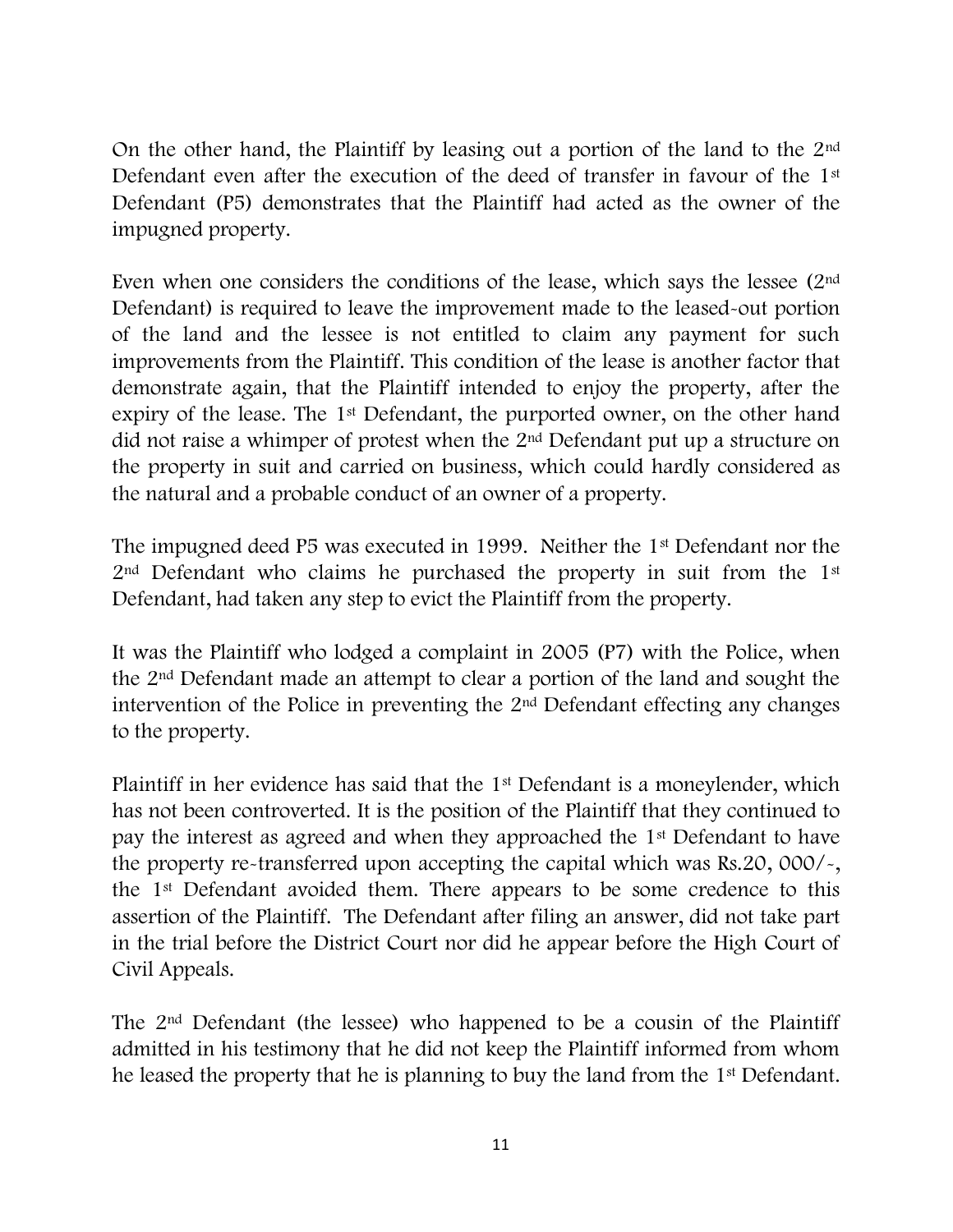On the other hand, the Plaintiff by leasing out a portion of the land to the 2nd Defendant even after the execution of the deed of transfer in favour of the 1st Defendant (P5) demonstrates that the Plaintiff had acted as the owner of the impugned property.

Even when one considers the conditions of the lease, which says the lessee (2nd Defendant) is required to leave the improvement made to the leased-out portion of the land and the lessee is not entitled to claim any payment for such improvements from the Plaintiff. This condition of the lease is another factor that demonstrate again, that the Plaintiff intended to enjoy the property, after the expiry of the lease. The 1st Defendant, the purported owner, on the other hand did not raise a whimper of protest when the 2nd Defendant put up a structure on the property in suit and carried on business, which could hardly considered as the natural and a probable conduct of an owner of a property.

The impugned deed P5 was executed in 1999. Neither the 1st Defendant nor the 2nd Defendant who claims he purchased the property in suit from the 1st Defendant, had taken any step to evict the Plaintiff from the property.

It was the Plaintiff who lodged a complaint in 2005 (P7) with the Police, when the 2nd Defendant made an attempt to clear a portion of the land and sought the intervention of the Police in preventing the 2nd Defendant effecting any changes to the property.

Plaintiff in her evidence has said that the 1st Defendant is a moneylender, which has not been controverted. It is the position of the Plaintiff that they continued to pay the interest as agreed and when they approached the 1st Defendant to have the property re-transferred upon accepting the capital which was Rs.20, 000/-, the 1st Defendant avoided them. There appears to be some credence to this assertion of the Plaintiff. The Defendant after filing an answer, did not take part in the trial before the District Court nor did he appear before the High Court of Civil Appeals.

The 2nd Defendant (the lessee) who happened to be a cousin of the Plaintiff admitted in his testimony that he did not keep the Plaintiff informed from whom he leased the property that he is planning to buy the land from the 1st Defendant.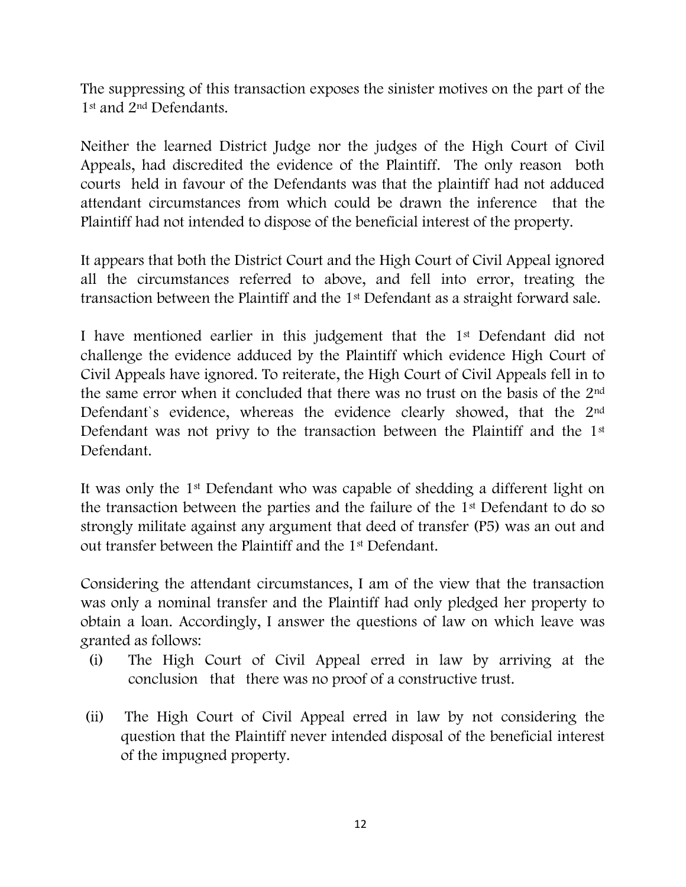The suppressing of this transaction exposes the sinister motives on the part of the 1st and 2nd Defendants.

Neither the learned District Judge nor the judges of the High Court of Civil Appeals, had discredited the evidence of the Plaintiff. The only reason both courts held in favour of the Defendants was that the plaintiff had not adduced attendant circumstances from which could be drawn the inference that the Plaintiff had not intended to dispose of the beneficial interest of the property.

It appears that both the District Court and the High Court of Civil Appeal ignored all the circumstances referred to above, and fell into error, treating the transaction between the Plaintiff and the 1st Defendant as a straight forward sale.

I have mentioned earlier in this judgement that the 1st Defendant did not challenge the evidence adduced by the Plaintiff which evidence High Court of Civil Appeals have ignored. To reiterate, the High Court of Civil Appeals fell in to the same error when it concluded that there was no trust on the basis of the 2nd Defendant`s evidence, whereas the evidence clearly showed, that the 2nd Defendant was not privy to the transaction between the Plaintiff and the 1st Defendant.

It was only the 1st Defendant who was capable of shedding a different light on the transaction between the parties and the failure of the 1st Defendant to do so strongly militate against any argument that deed of transfer (P5) was an out and out transfer between the Plaintiff and the 1st Defendant.

Considering the attendant circumstances, I am of the view that the transaction was only a nominal transfer and the Plaintiff had only pledged her property to obtain a loan. Accordingly, I answer the questions of law on which leave was granted as follows:

(i) The High Court of Civil Appeal erred in law by arriving at the conclusion that there was no proof of a constructive trust.

(ii) The High Court of Civil Appeal erred in law by not considering the question that the Plaintiff never intended disposal of the beneficial interest of the impugned property.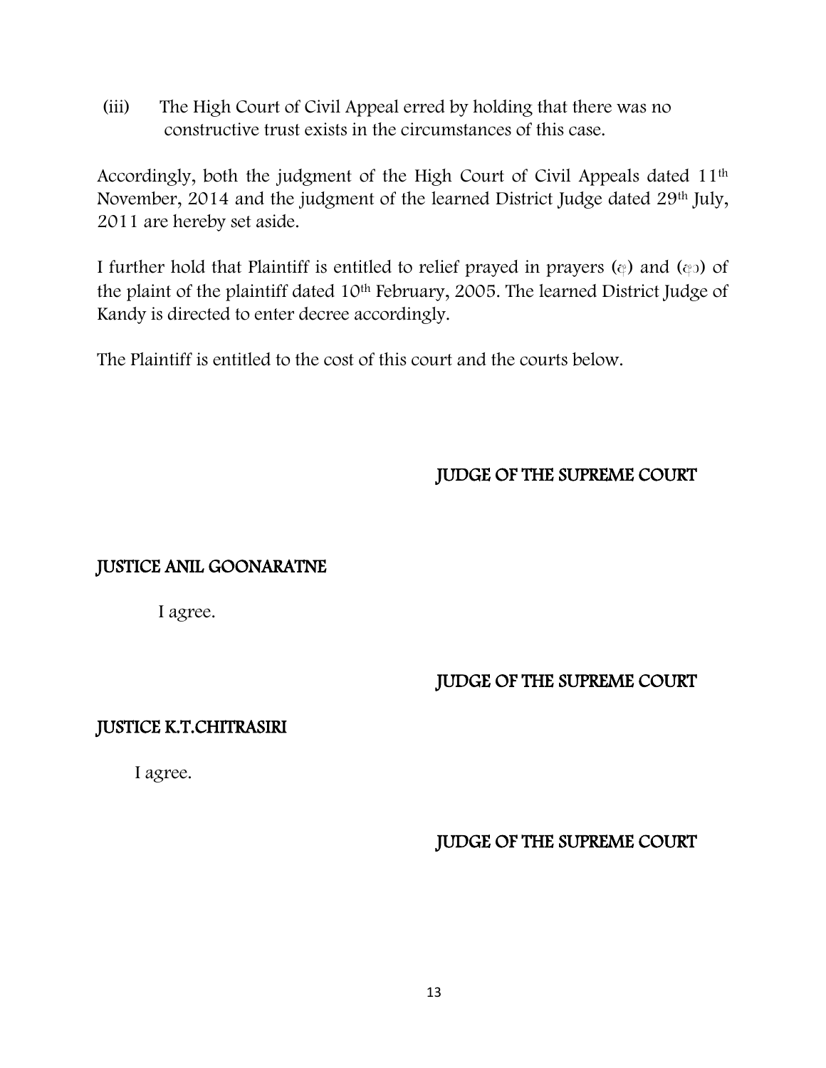(iii) The High Court of Civil Appeal erred by holding that there was no constructive trust exists in the circumstances of this case.

Accordingly, both the judgment of the High Court of Civil Appeals dated 11th November, 2014 and the judgment of the learned District Judge dated 29th July, 2011 are hereby set aside.

I further hold that Plaintiff is entitled to relief prayed in prayers (අ) and (ආ) of the plaint of the plaintiff dated 10th February, 2005. The learned District Judge of Kandy is directed to enter decree accordingly.

The Plaintiff is entitled to the cost of this court and the courts below.

**JUDGE OF THE SUPREME COURT**

**JUSTICE ANIL GOONARATNE**

I agree.

**JUDGE OF THE SUPREME COURT**

**JUSTICE K.T.CHITRASIRI**

I agree.

**JUDGE OF THE SUPREME COURT**